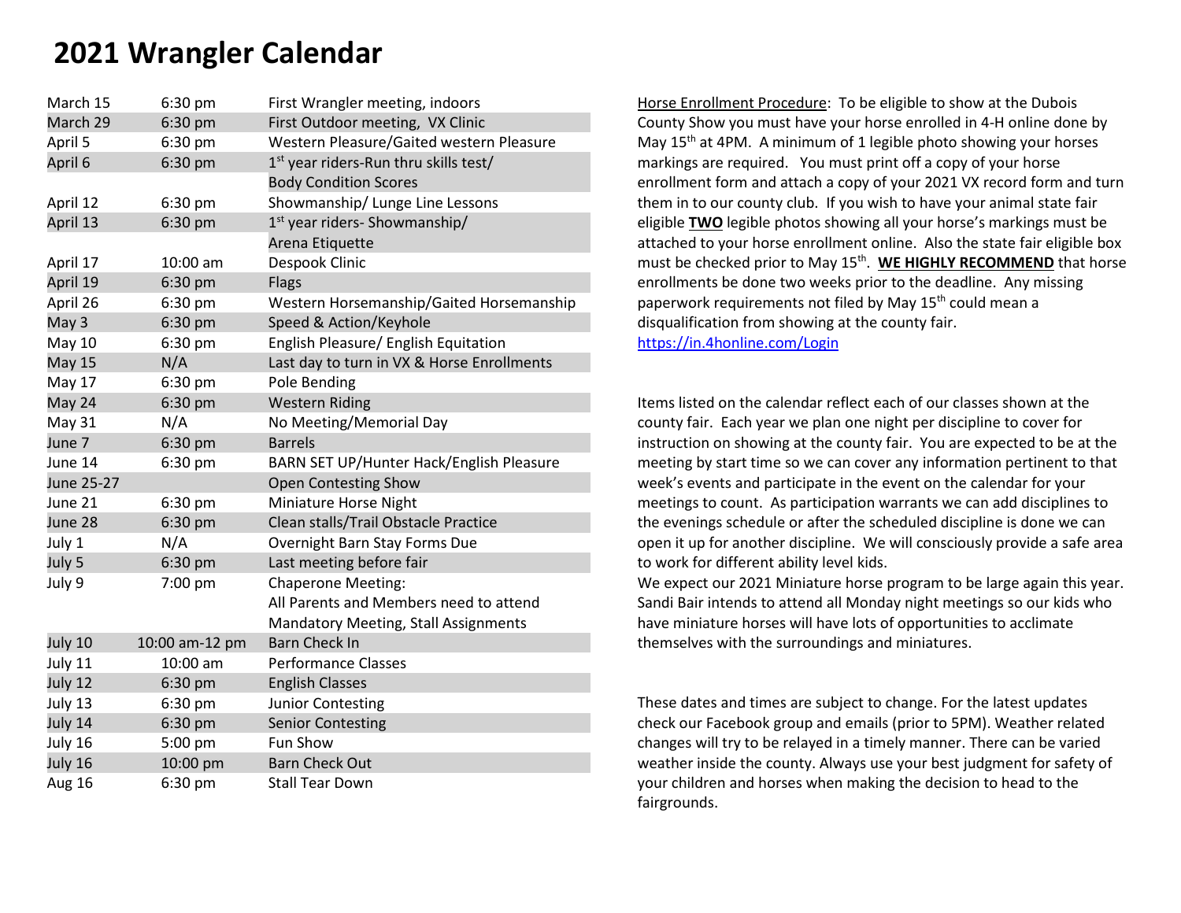# 2021 Wrangler Calendar

| | | |
|---|---|---|
| March 15 | 6:30 pm | First Wrangler meeting, indoors |
| March 29 | 6:30 pm | First Outdoor meeting, VX Clinic |
| April 5 | 6:30 pm | Western Pleasure/Gaited western Pleasure |
| April 6 | 6:30 pm | 1st year riders-Run thru skills test/ Body Condition Scores |
| April 12 | 6:30 pm | Showmanship/ Lunge Line Lessons |
| April 13 | 6:30 pm | 1st year riders- Showmanship/ Arena Etiquette |
| April 17 | 10:00 am | Despook Clinic |
| April 19 | 6:30 pm | Flags |
| April 26 | 6:30 pm | Western Horsemanship/Gaited Horsemanship |
| May 3 | 6:30 pm | Speed & Action/Keyhole |
| May 10 | 6:30 pm | English Pleasure/ English Equitation |
| May 15 | N/A | Last day to turn in VX & Horse Enrollments |
| May 17 | 6:30 pm | Pole Bending |
| May 24 | 6:30 pm | Western Riding |
| May 31 | N/A | No Meeting/Memorial Day |
| June 7 | 6:30 pm | Barrels |
| June 14 | 6:30 pm | BARN SET UP/Hunter Hack/English Pleasure |
| June 25-27 | | Open Contesting Show |
| June 21 | 6:30 pm | Miniature Horse Night |
| June 28 | 6:30 pm | Clean stalls/Trail Obstacle Practice |
| July 1 | N/A | Overnight Barn Stay Forms Due |
| July 5 | 6:30 pm | Last meeting before fair |
| July 9 | 7:00 pm | Chaperone Meeting: All Parents and Members need to attend Mandatory Meeting, Stall Assignments |
| July 10 | 10:00 am-12 pm | Barn Check In |
| July 11 | 10:00 am | Performance Classes |
| July 12 | 6:30 pm | English Classes |
| July 13 | 6:30 pm | Junior Contesting |
| July 14 | 6:30 pm | Senior Contesting |
| July 16 | 5:00 pm | Fun Show |
| July 16 | 10:00 pm | Barn Check Out |
| Aug 16 | 6:30 pm | Stall Tear Down |

Horse Enrollment Procedure: To be eligible to show at the Dubois County Show you must have your horse enrolled in 4-H online done by May 15th at 4PM. A minimum of 1 legible photo showing your horses markings are required. You must print off a copy of your horse enrollment form and attach a copy of your 2021 VX record form and turn them in to our county club. If you wish to have your animal state fair eligible **TWO** legible photos showing all your horse's markings must be attached to your horse enrollment online. Also the state fair eligible box must be checked prior to May 15th. **WE HIGHLY RECOMMEND** that horse enrollments be done two weeks prior to the deadline. Any missing paperwork requirements not filed by May 15th could mean a disqualification from showing at the county fair.
https://in.4honline.com/Login

Items listed on the calendar reflect each of our classes shown at the county fair. Each year we plan one night per discipline to cover for instruction on showing at the county fair. You are expected to be at the meeting by start time so we can cover any information pertinent to that week's events and participate in the event on the calendar for your meetings to count. As participation warrants we can add disciplines to the evenings schedule or after the scheduled discipline is done we can open it up for another discipline. We will consciously provide a safe area to work for different ability level kids.

We expect our 2021 Miniature horse program to be large again this year. Sandi Bair intends to attend all Monday night meetings so our kids who have miniature horses will have lots of opportunities to acclimate themselves with the surroundings and miniatures.

These dates and times are subject to change. For the latest updates check our Facebook group and emails (prior to 5PM). Weather related changes will try to be relayed in a timely manner. There can be varied weather inside the county. Always use your best judgment for safety of your children and horses when making the decision to head to the fairgrounds.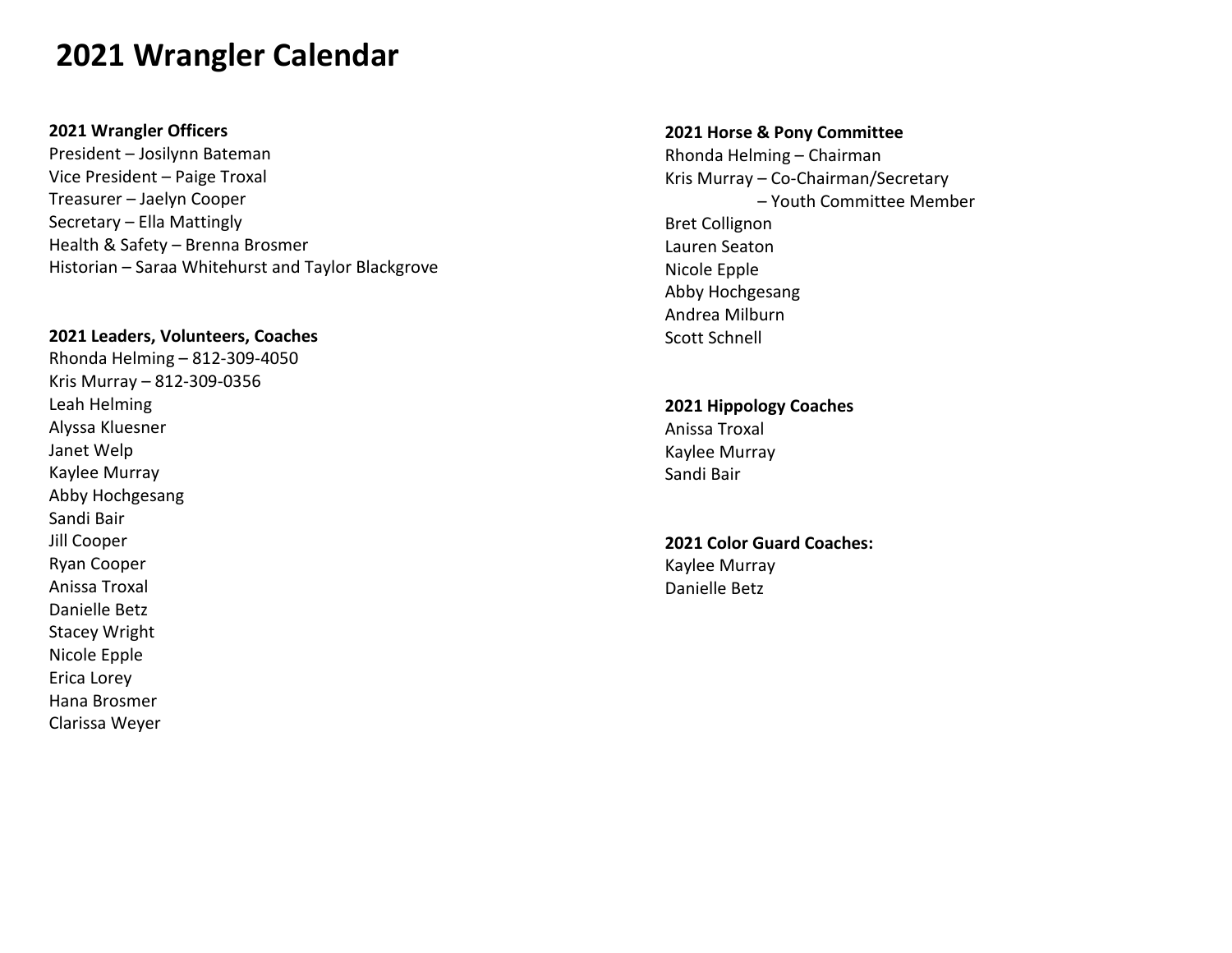# 2021 Wrangler Calendar

**2021 Wrangler Officers**

President – Josilynn Bateman
Vice President – Paige Troxal
Treasurer – Jaelyn Cooper
Secretary – Ella Mattingly
Health & Safety – Brenna Brosmer
Historian – Saraa Whitehurst and Taylor Blackgrove

**2021 Leaders, Volunteers, Coaches**

Rhonda Helming – 812-309-4050
Kris Murray – 812-309-0356
Leah Helming
Alyssa Kluesner
Janet Welp
Kaylee Murray
Abby Hochgesang
Sandi Bair
Jill Cooper
Ryan Cooper
Anissa Troxal
Danielle Betz
Stacey Wright
Nicole Epple
Erica Lorey
Hana Brosmer
Clarissa Weyer

**2021 Horse & Pony Committee**

Rhonda Helming – Chairman
Kris Murray – Co-Chairman/Secretary
– Youth Committee Member
Bret Collignon
Lauren Seaton
Nicole Epple
Abby Hochgesang
Andrea Milburn
Scott Schnell

**2021 Hippology Coaches**

Anissa Troxal
Kaylee Murray
Sandi Bair

**2021 Color Guard Coaches:**

Kaylee Murray
Danielle Betz